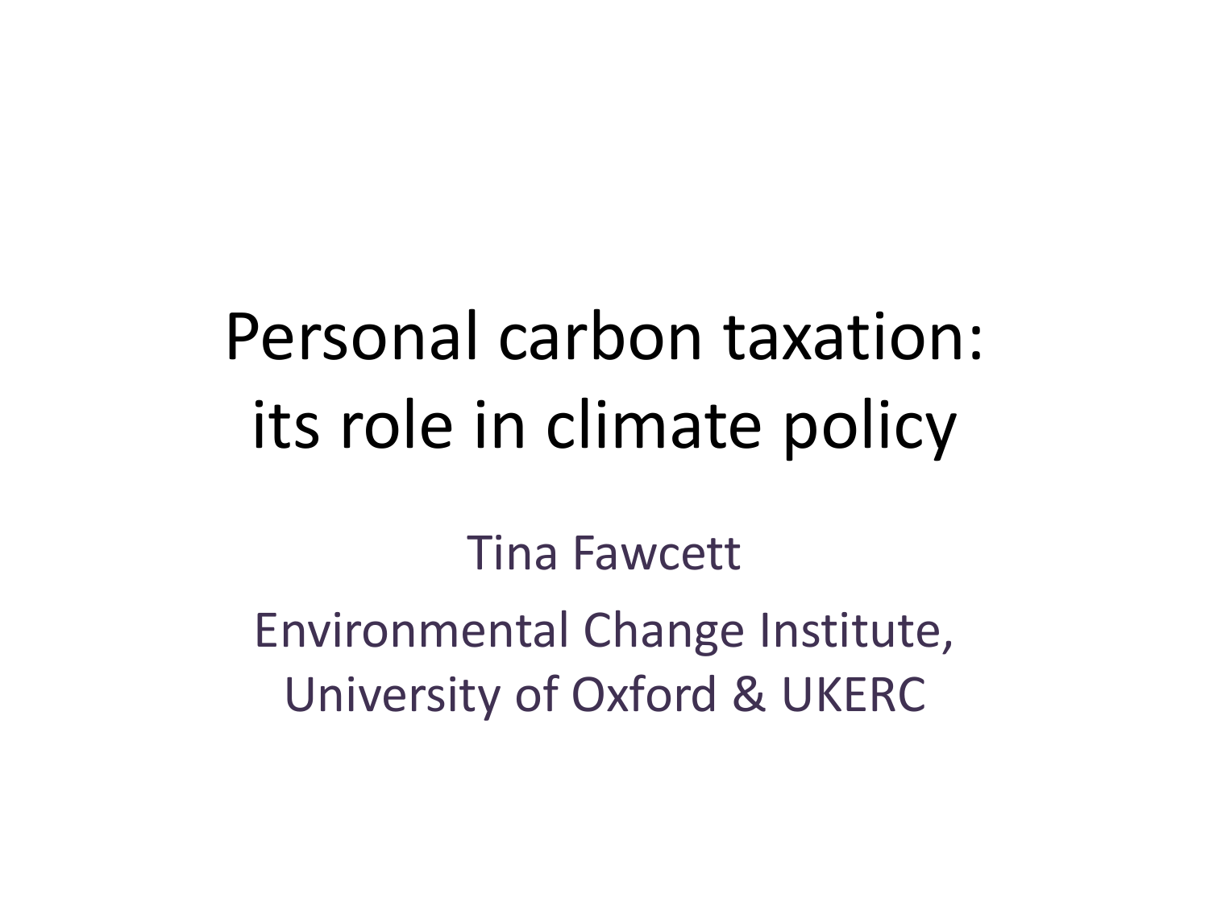# Personal carbon taxation: its role in climate policy

Tina Fawcett

Environmental Change Institute, University of Oxford & UKERC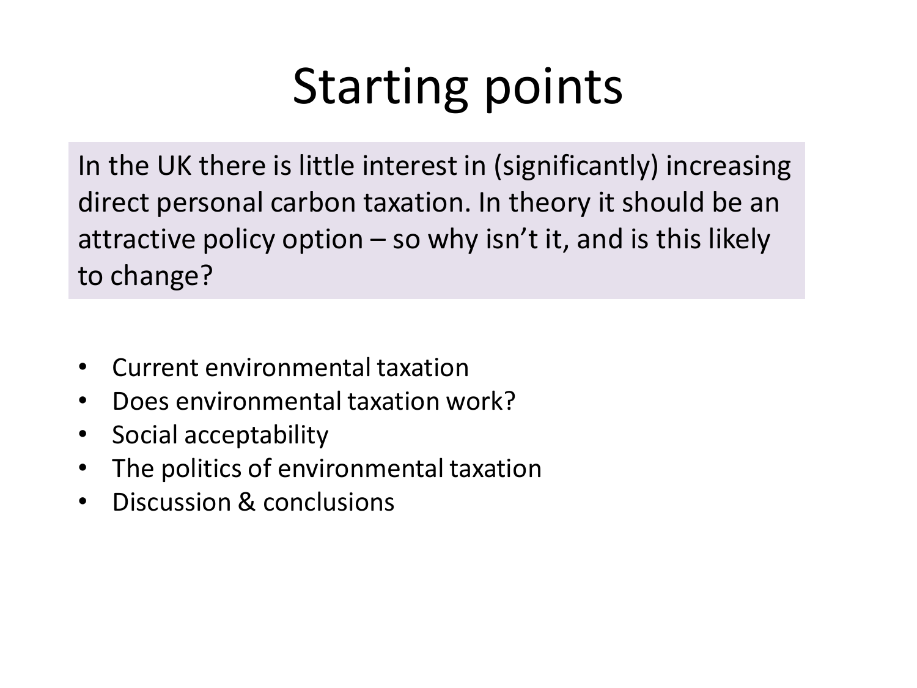# Starting points

In the UK there is little interest in (significantly) increasing direct personal carbon taxation. In theory it should be an attractive policy option – so why isn't it, and is this likely to change?

- Current environmental taxation
- Does environmental taxation work?
- Social acceptability
- The politics of environmental taxation
- Discussion & conclusions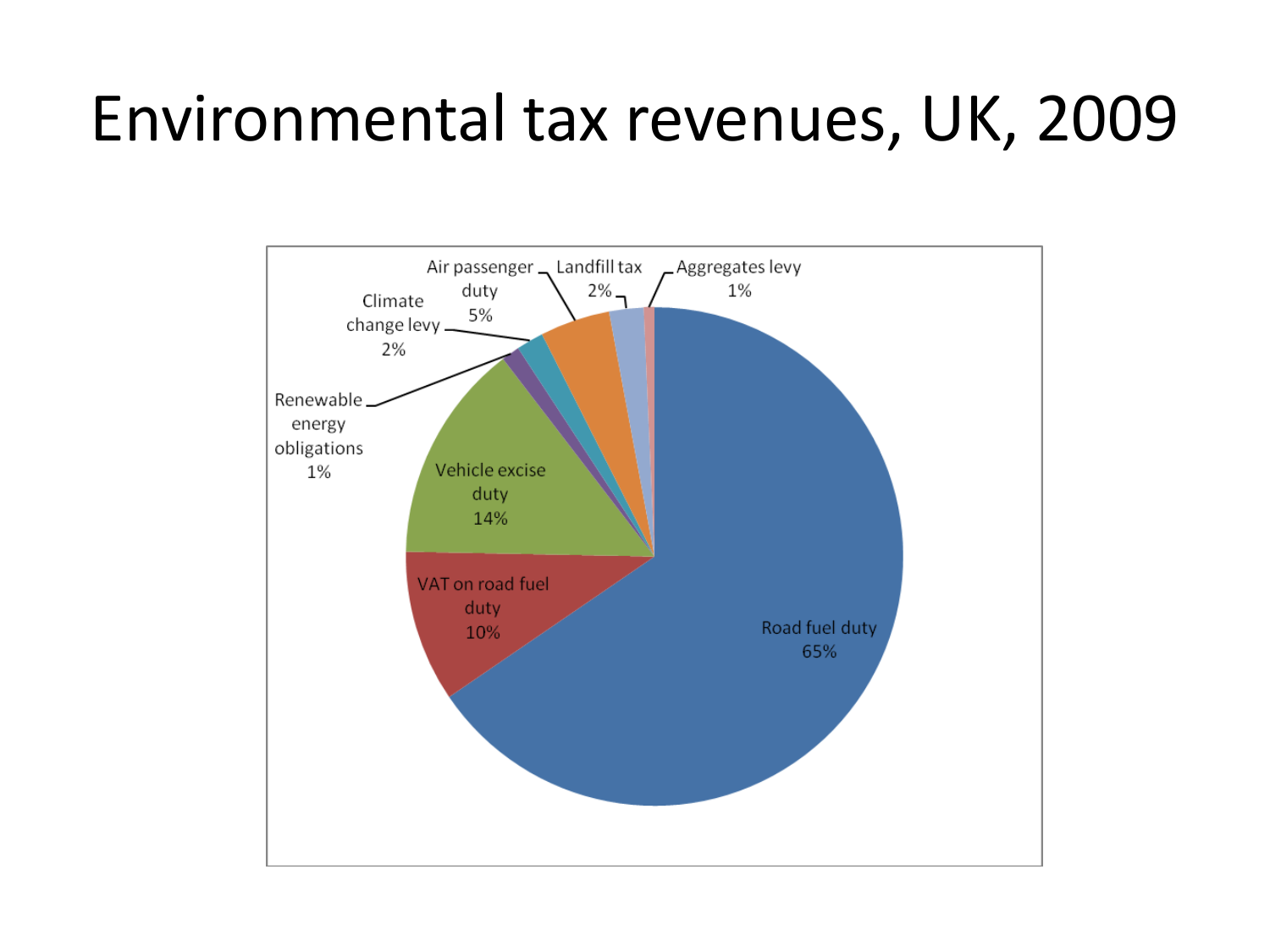# Environmental tax revenues, UK, 2009

| Category | Share |
| --- | --- |
| Road fuel duty | 65% |
| VAT on road fuel duty | 10% |
| Vehicle excise duty | 14% |
| Renewable energy obligations | 1% |
| Climate change levy | 2% |
| Air passenger duty | 5% |
| Landfill tax | 2% |
| Aggregates levy | 1% |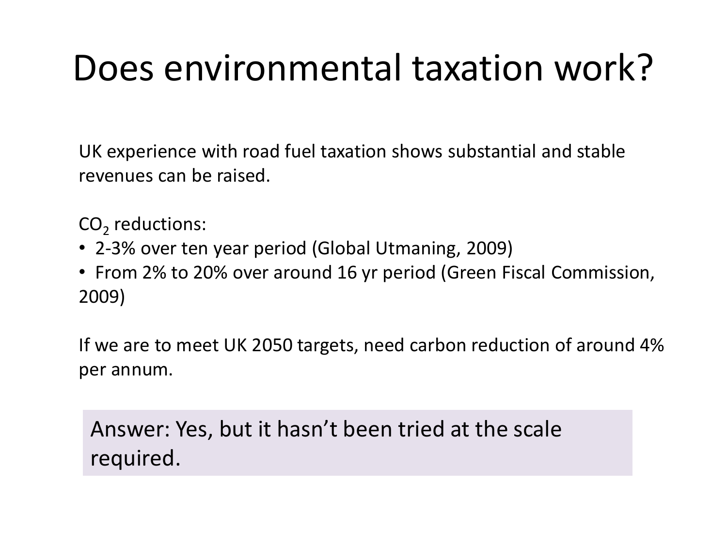# Does environmental taxation work?

UK experience with road fuel taxation shows substantial and stable revenues can be raised.

$CO_2$ reductions:

- 2-3% over ten year period (Global Utmaning, 2009)
- From 2% to 20% over around 16 yr period (Green Fiscal Commission, 2009)

If we are to meet UK 2050 targets, need carbon reduction of around 4% per annum.

Answer: Yes, but it hasn't been tried at the scale required.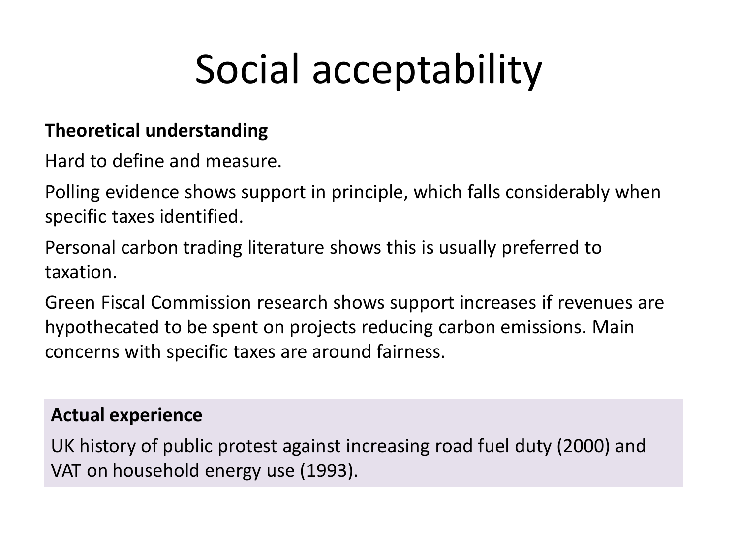# Social acceptability

**Theoretical understanding**

Hard to define and measure.

Polling evidence shows support in principle, which falls considerably when specific taxes identified.

Personal carbon trading literature shows this is usually preferred to taxation.

Green Fiscal Commission research shows support increases if revenues are hypothecated to be spent on projects reducing carbon emissions. Main concerns with specific taxes are around fairness.

**Actual experience**

UK history of public protest against increasing road fuel duty (2000) and VAT on household energy use (1993).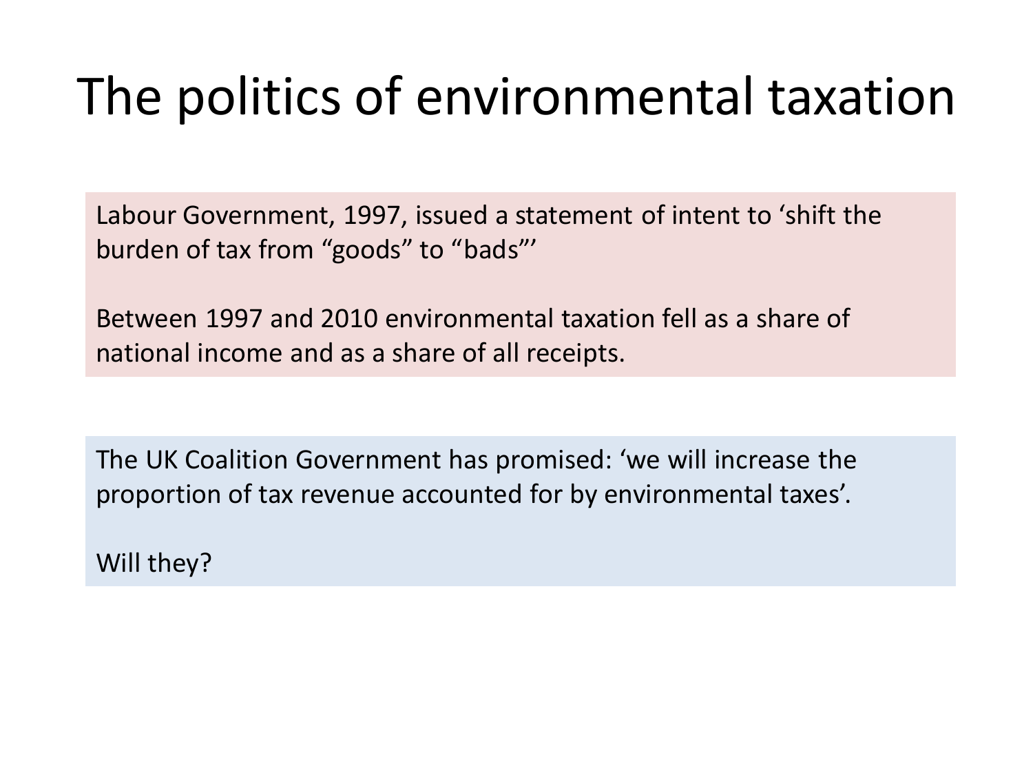# The politics of environmental taxation

Labour Government, 1997, issued a statement of intent to ‘shift the burden of tax from “goods” to “bads”’

Between 1997 and 2010 environmental taxation fell as a share of national income and as a share of all receipts.

The UK Coalition Government has promised: ‘we will increase the proportion of tax revenue accounted for by environmental taxes’.

Will they?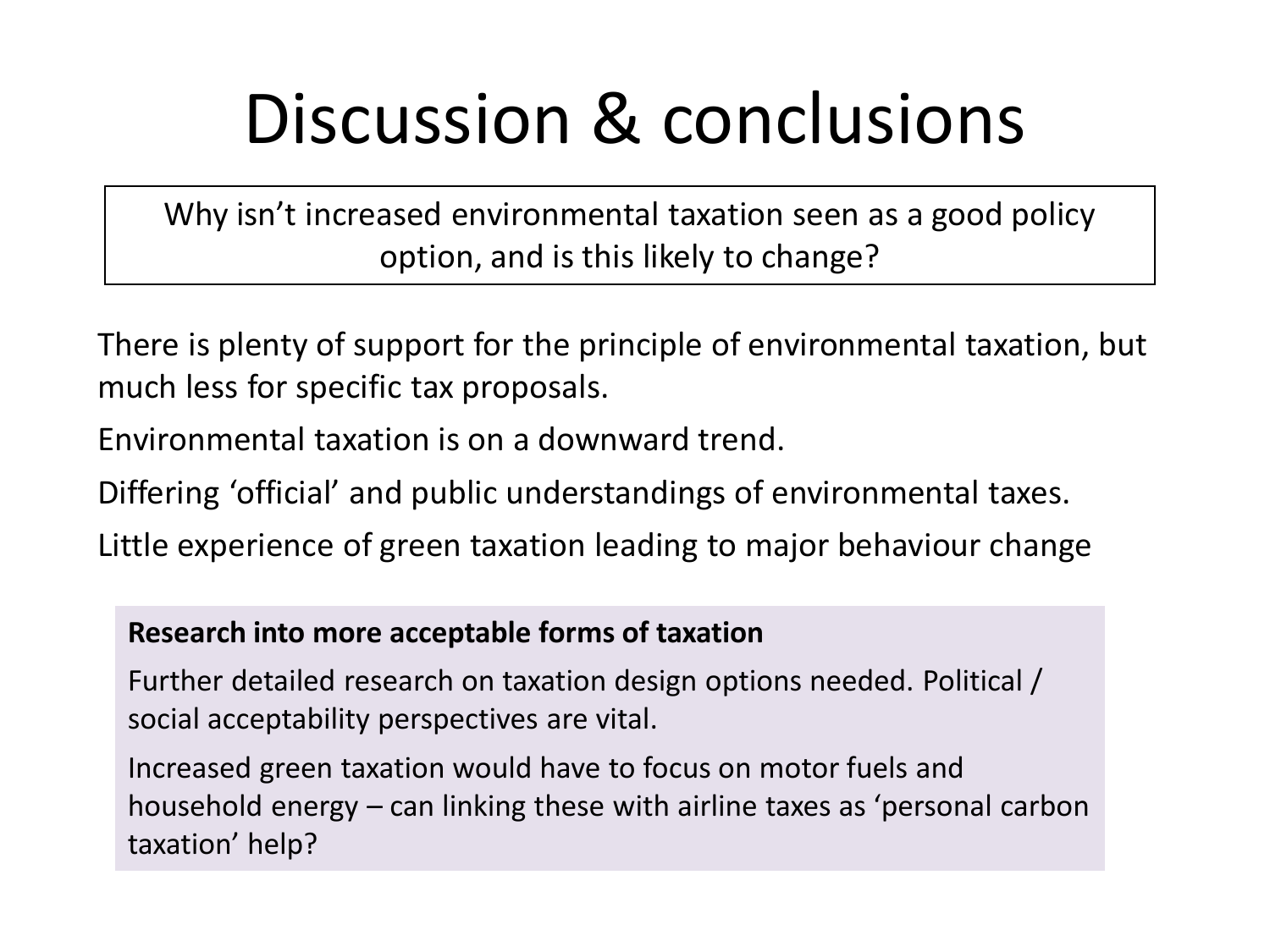# Discussion & conclusions

Why isn't increased environmental taxation seen as a good policy option, and is this likely to change?

There is plenty of support for the principle of environmental taxation, but much less for specific tax proposals.

Environmental taxation is on a downward trend.

Differing 'official' and public understandings of environmental taxes.

Little experience of green taxation leading to major behaviour change

**Research into more acceptable forms of taxation**

Further detailed research on taxation design options needed. Political / social acceptability perspectives are vital.

Increased green taxation would have to focus on motor fuels and household energy – can linking these with airline taxes as 'personal carbon taxation' help?